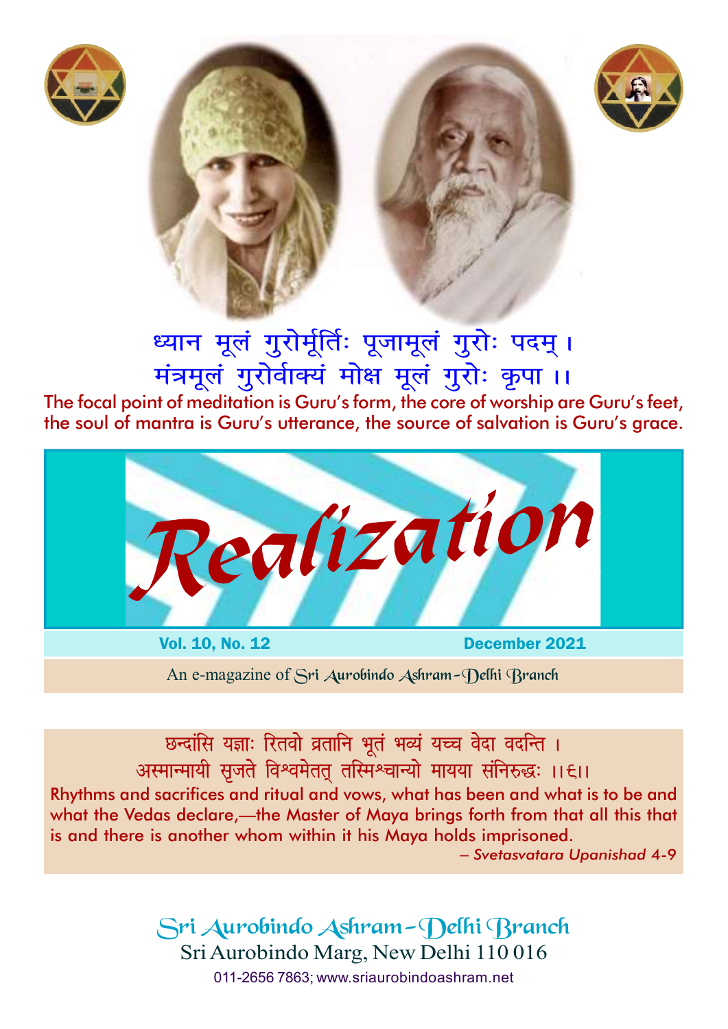ध्यान मूलं गुरोर्मूर्तिः पूजामूलं गुरोः पदम् ।
मंत्रमूलं गुरोर्वाक्यं मोक्ष मूलं गुरोः कृपा ।।

The focal point of meditation is Guru's form, the core of worship are Guru's feet, the soul of mantra is Guru's utterance, the source of salvation is Guru's grace.

# Realization

**Vol. 10, No. 12** **December 2021**

An e-magazine of Sri Aurobindo Ashram-Delhi Branch

छन्दांसि यज्ञाः रितवो व्रतानि भूतं भव्यं यच्च वेदा वदन्ति ।
अस्मान्मायी सृजते विश्वमेतत् तस्मिश्चान्यो मायया संनिरुद्धः ।।६।।

Rhythms and sacrifices and ritual and vows, what has been and what is to be and what the Vedas declare,—the Master of Maya brings forth from that all this that is and there is another whom within it his Maya holds imprisoned.

*– Svetasvatara Upanishad 4-9*

## Sri Aurobindo Ashram-Delhi Branch

Sri Aurobindo Marg, New Delhi 110 016

011-2656 7863; www.sriaurobindoashram.net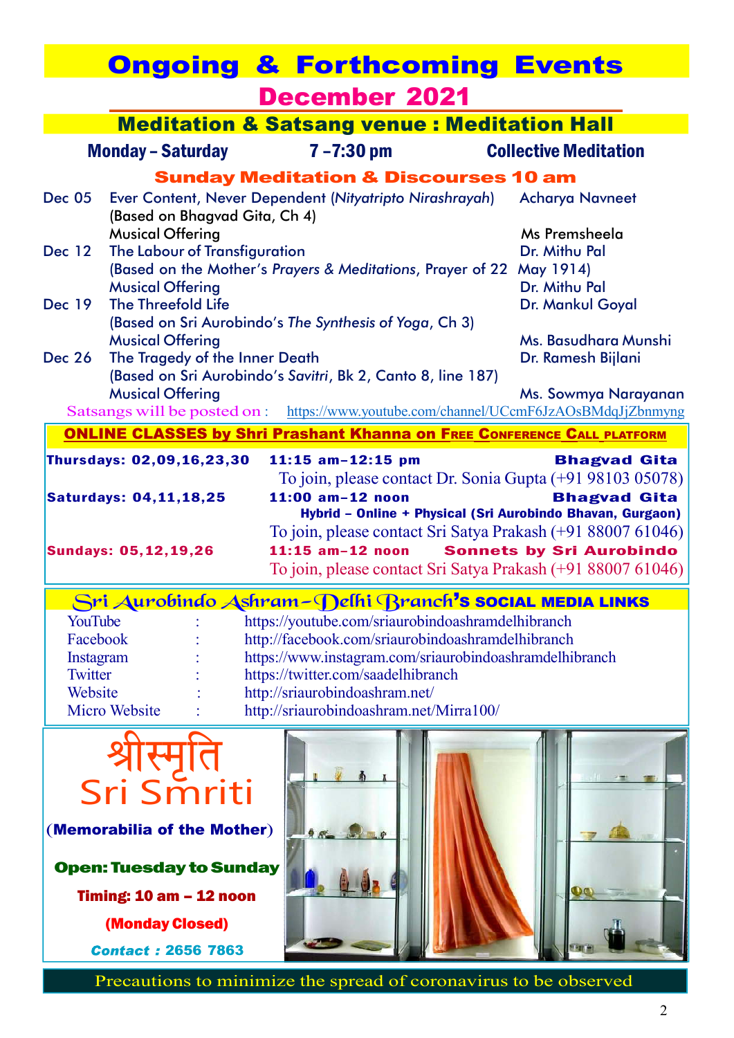# Ongoing & Forthcoming Events

## December 2021

### Meditation & Satsang venue : Meditation Hall

**Monday – Saturday** 7 –7:30 pm **Collective Meditation**

### Sunday Meditation & Discourses 10 am

| Date | Topic | Speaker |
|---|---|---|
| Dec 05 | Ever Content, Never Dependent (*Nityatripto Nirashrayah*) (Based on Bhagvad Gita, Ch 4) | Acharya Navneet |
| | Musical Offering | Ms Premsheela |
| Dec 12 | The Labour of Transfiguration (Based on the Mother's *Prayers & Meditations*, Prayer of 22 May 1914) | Dr. Mithu Pal |
| | Musical Offering | Dr. Mithu Pal |
| Dec 19 | The Threefold Life (Based on Sri Aurobindo's *The Synthesis of Yoga*, Ch 3) | Dr. Mankul Goyal |
| | Musical Offering | Ms. Basudhara Munshi |
| Dec 26 | The Tragedy of the Inner Death (Based on Sri Aurobindo's *Savitri*, Bk 2, Canto 8, line 187) | Dr. Ramesh Bijlani |
| | Musical Offering | Ms. Sowmya Narayanan |

Satsangs will be posted on : https://www.youtube.com/channel/UCcmF6JzAOsBMdqJjZbnmyng

### ONLINE CLASSES by Shri Prashant Khanna on FREE CONFERENCE CALL PLATFORM

**Thursdays: 02,09,16,23,30** — **11:15 am–12:15 pm** — **Bhagvad Gita**
To join, please contact Dr. Sonia Gupta (+91 98103 05078)

**Saturdays: 04,11,18,25** — **11:00 am–12 noon** — **Bhagvad Gita**
**Hybrid – Online + Physical (Sri Aurobindo Bhavan, Gurgaon)**
To join, please contact Sri Satya Prakash (+91 88007 61046)

**Sundays: 05,12,19,26** — **11:15 am–12 noon** — **Sonnets by Sri Aurobindo**
To join, please contact Sri Satya Prakash (+91 88007 61046)

### Sri Aurobindo Ashram–Delhi Branch's SOCIAL MEDIA LINKS

| | | |
|---|---|---|
| YouTube | : | https://youtube.com/sriaurobindoashramdelhibranch |
| Facebook | : | http://facebook.com/sriaurobindoashramdelhibranch |
| Instagram | : | https://www.instagram.com/sriaurobindoashramdelhibranch |
| Twitter | : | https://twitter.com/saadelhibranch |
| Website | : | http://sriaurobindoashram.net/ |
| Micro Website | : | http://sriaurobindoashram.net/Mirra100/ |

## श्रीस्मृति
## Sri Smriti

**(Memorabilia of the Mother)**

**Open: Tuesday to Sunday**

**Timing: 10 am – 12 noon**

**(Monday Closed)**

***Contact : 2656 7863***

Precautions to minimize the spread of coronavirus to be observed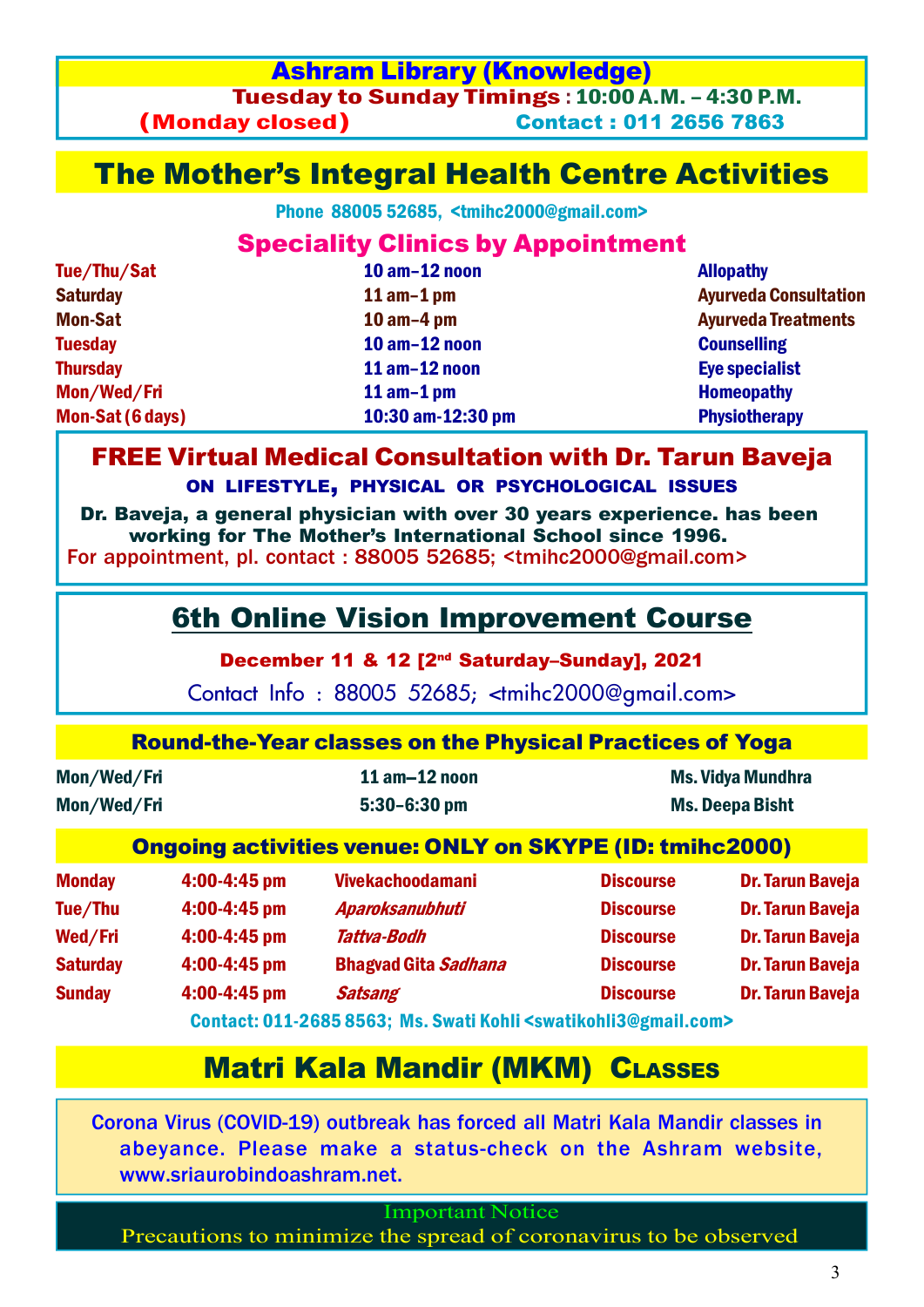## Ashram Library (Knowledge)

**Tuesday to Sunday Timings : 10:00 A.M. – 4:30 P.M.**

**(Monday closed)** **Contact : 011 2656 7863**

## The Mother's Integral Health Centre Activities

Phone 88005 52685, <tmihc2000@gmail.com>

### Speciality Clinics by Appointment

| Days | Timings | Clinic |
|---|---|---|
| Tue/Thu/Sat | 10 am–12 noon | Allopathy |
| Saturday | 11 am–1 pm | Ayurveda Consultation |
| Mon-Sat | 10 am–4 pm | Ayurveda Treatments |
| Tuesday | 10 am–12 noon | Counselling |
| Thursday | 11 am–12 noon | Eye specialist |
| Mon/Wed/Fri | 11 am–1 pm | Homeopathy |
| Mon-Sat (6 days) | 10:30 am-12:30 pm | Physiotherapy |

### FREE Virtual Medical Consultation with Dr. Tarun Baveja

**ON LIFESTYLE, PHYSICAL OR PSYCHOLOGICAL ISSUES**

Dr. Baveja, a general physician with over 30 years experience. has been working for The Mother's International School since 1996.

For appointment, pl. contact : 88005 52685; <tmihc2000@gmail.com>

### 6th Online Vision Improvement Course

**December 11 & 12 [2nd Saturday–Sunday], 2021**

Contact Info : 88005 52685; <tmihc2000@gmail.com>

### Round-the-Year classes on the Physical Practices of Yoga

| Days | Timings | Instructor |
|---|---|---|
| Mon/Wed/Fri | 11 am–12 noon | Ms. Vidya Mundhra |
| Mon/Wed/Fri | 5:30–6:30 pm | Ms. Deepa Bisht |

### Ongoing activities venue: ONLY on SKYPE (ID: tmihc2000)

| Day | Timings | Topic | Type | Speaker |
|---|---|---|---|---|
| Monday | 4:00-4:45 pm | Vivekachoodamani | Discourse | Dr. Tarun Baveja |
| Tue/Thu | 4:00-4:45 pm | *Aparoksanubhuti* | Discourse | Dr. Tarun Baveja |
| Wed/Fri | 4:00-4:45 pm | *Tattva-Bodh* | Discourse | Dr. Tarun Baveja |
| Saturday | 4:00-4:45 pm | Bhagvad Gita *Sadhana* | Discourse | Dr. Tarun Baveja |
| Sunday | 4:00-4:45 pm | *Satsang* | Discourse | Dr. Tarun Baveja |

Contact: 011-2685 8563; Ms. Swati Kohli <swatikohli3@gmail.com>

## Matri Kala Mandir (MKM) Classes

Corona Virus (COVID-19) outbreak has forced all Matri Kala Mandir classes in abeyance. Please make a status-check on the Ashram website, www.sriaurobindoashram.net.

**Important Notice**

Precautions to minimize the spread of coronavirus to be observed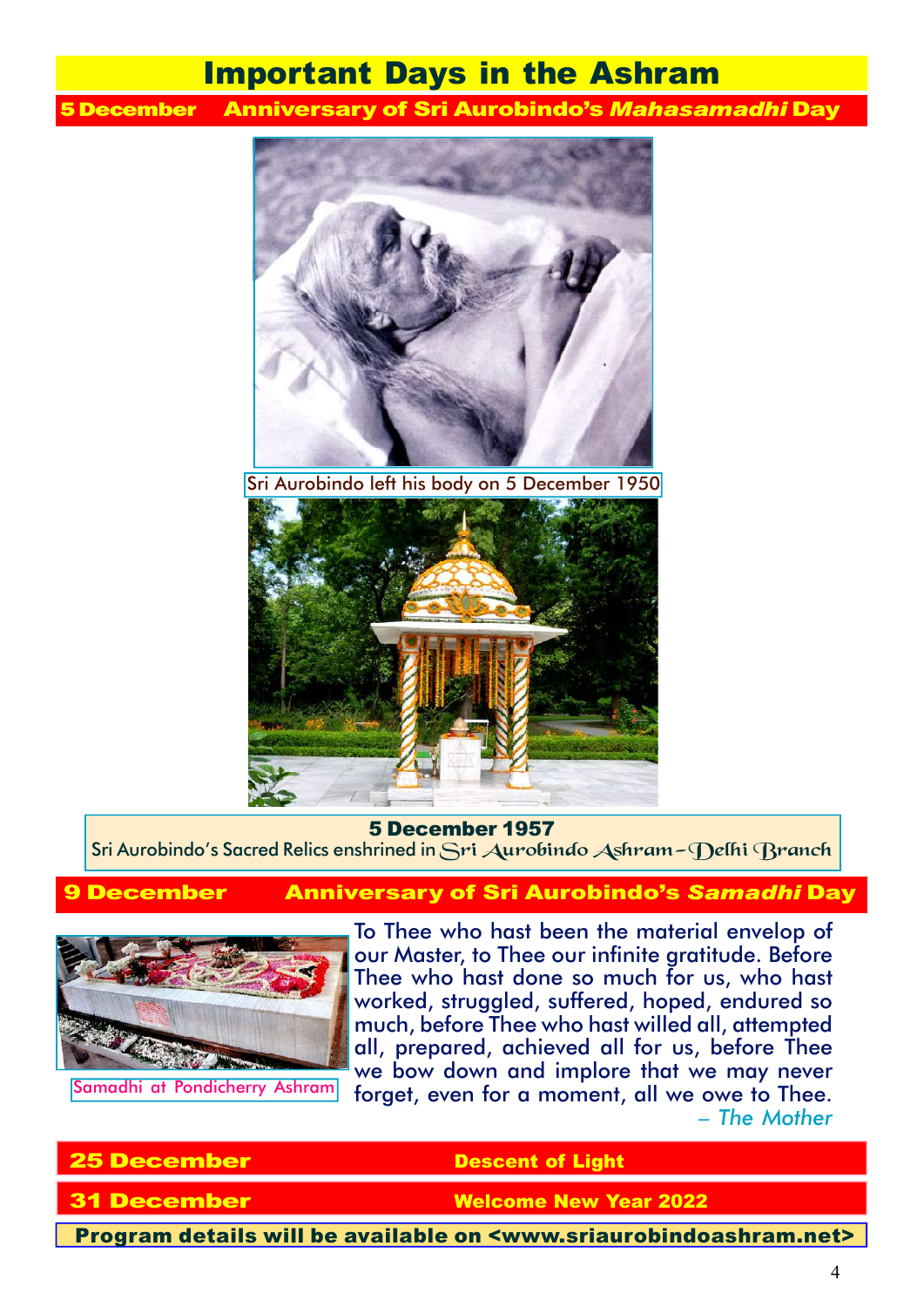# Important Days in the Ashram

## 5 December — Anniversary of Sri Aurobindo's *Mahasamadhi* Day

Sri Aurobindo left his body on 5 December 1950

**5 December 1957**

Sri Aurobindo's Sacred Relics enshrined in Sri Aurobindo Ashram–Delhi Branch

## 9 December — Anniversary of Sri Aurobindo's *Samadhi* Day

Samadhi at Pondicherry Ashram

To Thee who hast been the material envelop of our Master, to Thee our infinite gratitude. Before Thee who hast done so much for us, who hast worked, struggled, suffered, hoped, endured so much, before Thee who hast willed all, attempted all, prepared, achieved all for us, before Thee we bow down and implore that we may never forget, even for a moment, all we owe to Thee.

– *The Mother*

## 25 December — Descent of Light

## 31 December — Welcome New Year 2022

**Program details will be available on <www.sriaurobindoashram.net>**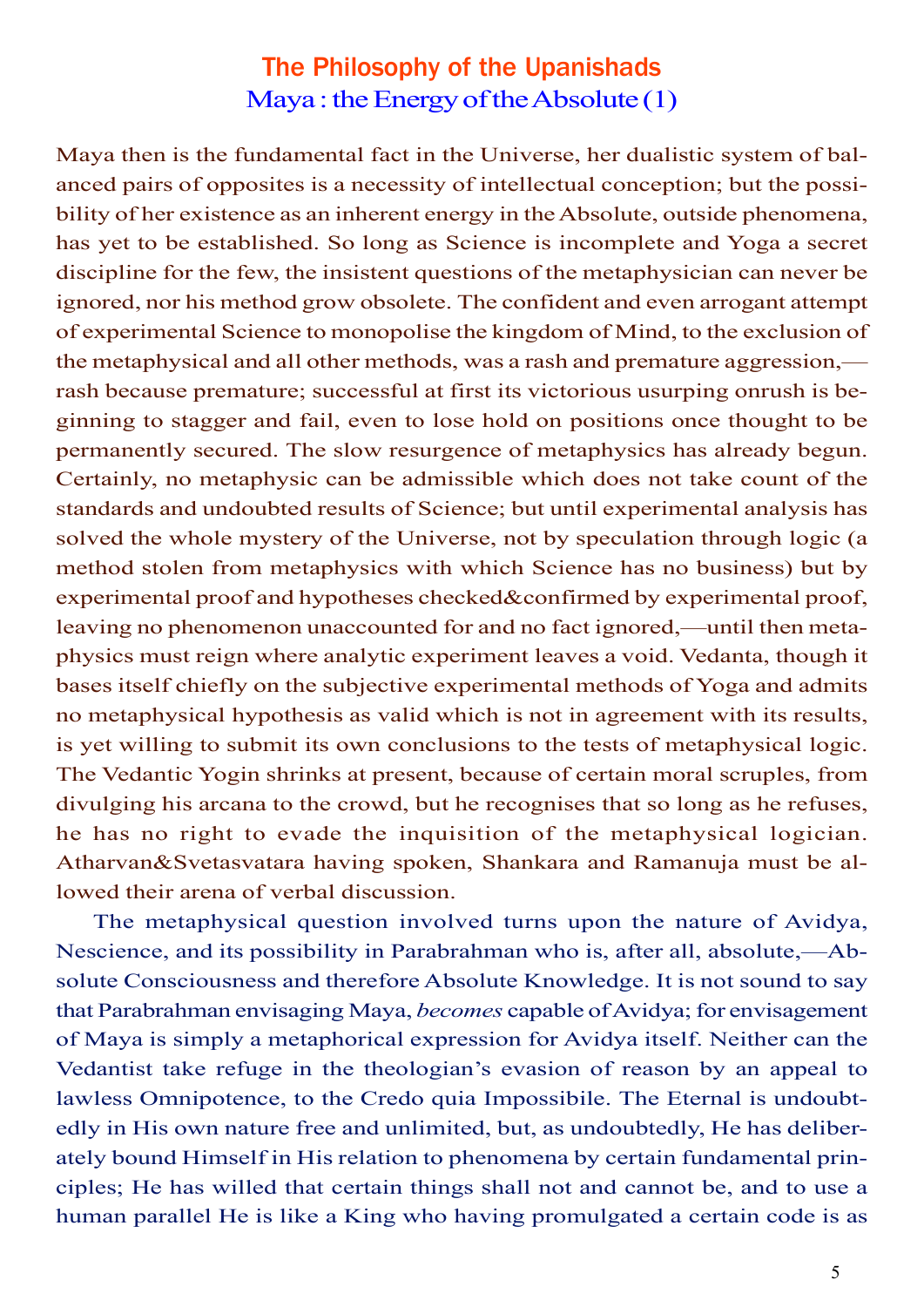# The Philosophy of the Upanishads

## Maya : the Energy of the Absolute (1)

Maya then is the fundamental fact in the Universe, her dualistic system of balanced pairs of opposites is a necessity of intellectual conception; but the possibility of her existence as an inherent energy in the Absolute, outside phenomena, has yet to be established. So long as Science is incomplete and Yoga a secret discipline for the few, the insistent questions of the metaphysician can never be ignored, nor his method grow obsolete. The confident and even arrogant attempt of experimental Science to monopolise the kingdom of Mind, to the exclusion of the metaphysical and all other methods, was a rash and premature aggression,—rash because premature; successful at first its victorious usurping onrush is beginning to stagger and fail, even to lose hold on positions once thought to be permanently secured. The slow resurgence of metaphysics has already begun. Certainly, no metaphysic can be admissible which does not take count of the standards and undoubted results of Science; but until experimental analysis has solved the whole mystery of the Universe, not by speculation through logic (a method stolen from metaphysics with which Science has no business) but by experimental proof and hypotheses checked&confirmed by experimental proof, leaving no phenomenon unaccounted for and no fact ignored,—until then metaphysics must reign where analytic experiment leaves a void. Vedanta, though it bases itself chiefly on the subjective experimental methods of Yoga and admits no metaphysical hypothesis as valid which is not in agreement with its results, is yet willing to submit its own conclusions to the tests of metaphysical logic. The Vedantic Yogin shrinks at present, because of certain moral scruples, from divulging his arcana to the crowd, but he recognises that so long as he refuses, he has no right to evade the inquisition of the metaphysical logician. Atharvan&Svetasvatara having spoken, Shankara and Ramanuja must be allowed their arena of verbal discussion.

The metaphysical question involved turns upon the nature of Avidya, Nescience, and its possibility in Parabrahman who is, after all, absolute,—Absolute Consciousness and therefore Absolute Knowledge. It is not sound to say that Parabrahman envisaging Maya, *becomes* capable of Avidya; for envisagement of Maya is simply a metaphorical expression for Avidya itself. Neither can the Vedantist take refuge in the theologian's evasion of reason by an appeal to lawless Omnipotence, to the Credo quia Impossibile. The Eternal is undoubtedly in His own nature free and unlimited, but, as undoubtedly, He has deliberately bound Himself in His relation to phenomena by certain fundamental principles; He has willed that certain things shall not and cannot be, and to use a human parallel He is like a King who having promulgated a certain code is as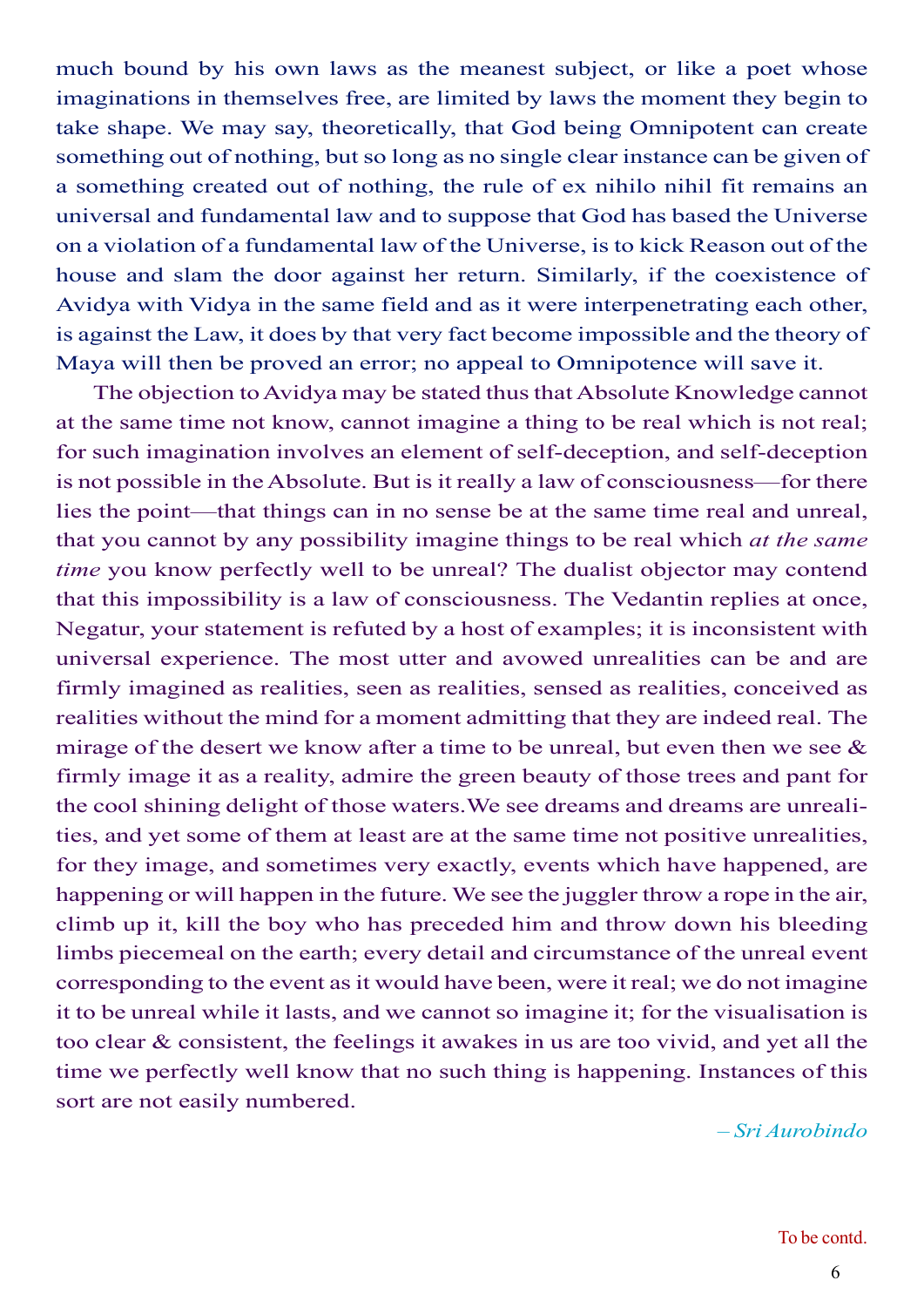much bound by his own laws as the meanest subject, or like a poet whose imaginations in themselves free, are limited by laws the moment they begin to take shape. We may say, theoretically, that God being Omnipotent can create something out of nothing, but so long as no single clear instance can be given of a something created out of nothing, the rule of ex nihilo nihil fit remains an universal and fundamental law and to suppose that God has based the Universe on a violation of a fundamental law of the Universe, is to kick Reason out of the house and slam the door against her return. Similarly, if the coexistence of Avidya with Vidya in the same field and as it were interpenetrating each other, is against the Law, it does by that very fact become impossible and the theory of Maya will then be proved an error; no appeal to Omnipotence will save it.

The objection to Avidya may be stated thus that Absolute Knowledge cannot at the same time not know, cannot imagine a thing to be real which is not real; for such imagination involves an element of self-deception, and self-deception is not possible in the Absolute. But is it really a law of consciousness—for there lies the point—that things can in no sense be at the same time real and unreal, that you cannot by any possibility imagine things to be real which *at the same time* you know perfectly well to be unreal? The dualist objector may contend that this impossibility is a law of consciousness. The Vedantin replies at once, Negatur, your statement is refuted by a host of examples; it is inconsistent with universal experience. The most utter and avowed unrealities can be and are firmly imagined as realities, seen as realities, sensed as realities, conceived as realities without the mind for a moment admitting that they are indeed real. The mirage of the desert we know after a time to be unreal, but even then we see & firmly image it as a reality, admire the green beauty of those trees and pant for the cool shining delight of those waters.We see dreams and dreams are unrealities, and yet some of them at least are at the same time not positive unrealities, for they image, and sometimes very exactly, events which have happened, are happening or will happen in the future. We see the juggler throw a rope in the air, climb up it, kill the boy who has preceded him and throw down his bleeding limbs piecemeal on the earth; every detail and circumstance of the unreal event corresponding to the event as it would have been, were it real; we do not imagine it to be unreal while it lasts, and we cannot so imagine it; for the visualisation is too clear & consistent, the feelings it awakes in us are too vivid, and yet all the time we perfectly well know that no such thing is happening. Instances of this sort are not easily numbered.

– *Sri Aurobindo*

To be contd.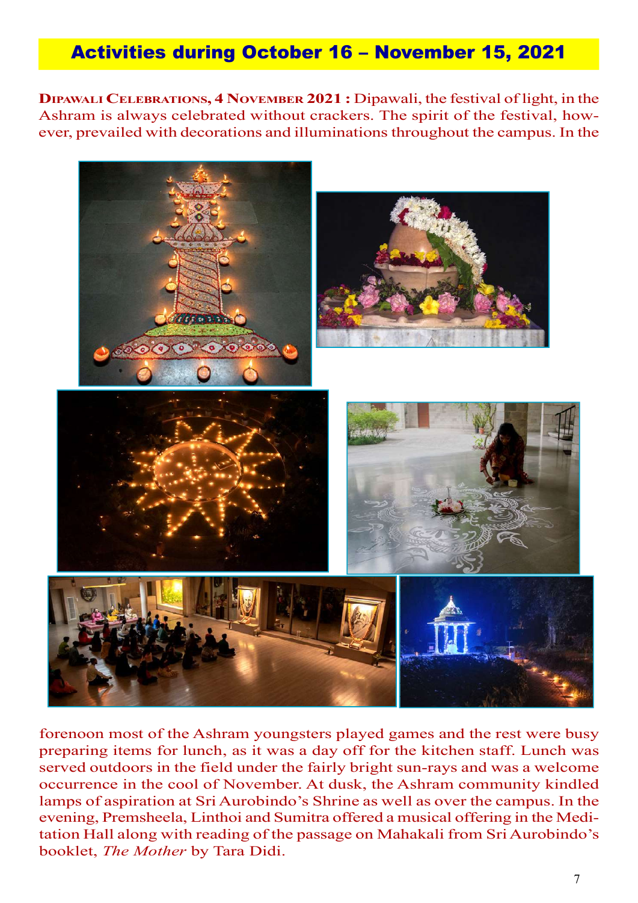## Activities during October 16 – November 15, 2021

**Dipawali Celebrations, 4 November 2021 :** Dipawali, the festival of light, in the Ashram is always celebrated without crackers. The spirit of the festival, however, prevailed with decorations and illuminations throughout the campus. In the forenoon most of the Ashram youngsters played games and the rest were busy preparing items for lunch, as it was a day off for the kitchen staff. Lunch was served outdoors in the field under the fairly bright sun-rays and was a welcome occurrence in the cool of November. At dusk, the Ashram community kindled lamps of aspiration at Sri Aurobindo's Shrine as well as over the campus. In the evening, Premsheela, Linthoi and Sumitra offered a musical offering in the Meditation Hall along with reading of the passage on Mahakali from Sri Aurobindo's booklet, *The Mother* by Tara Didi.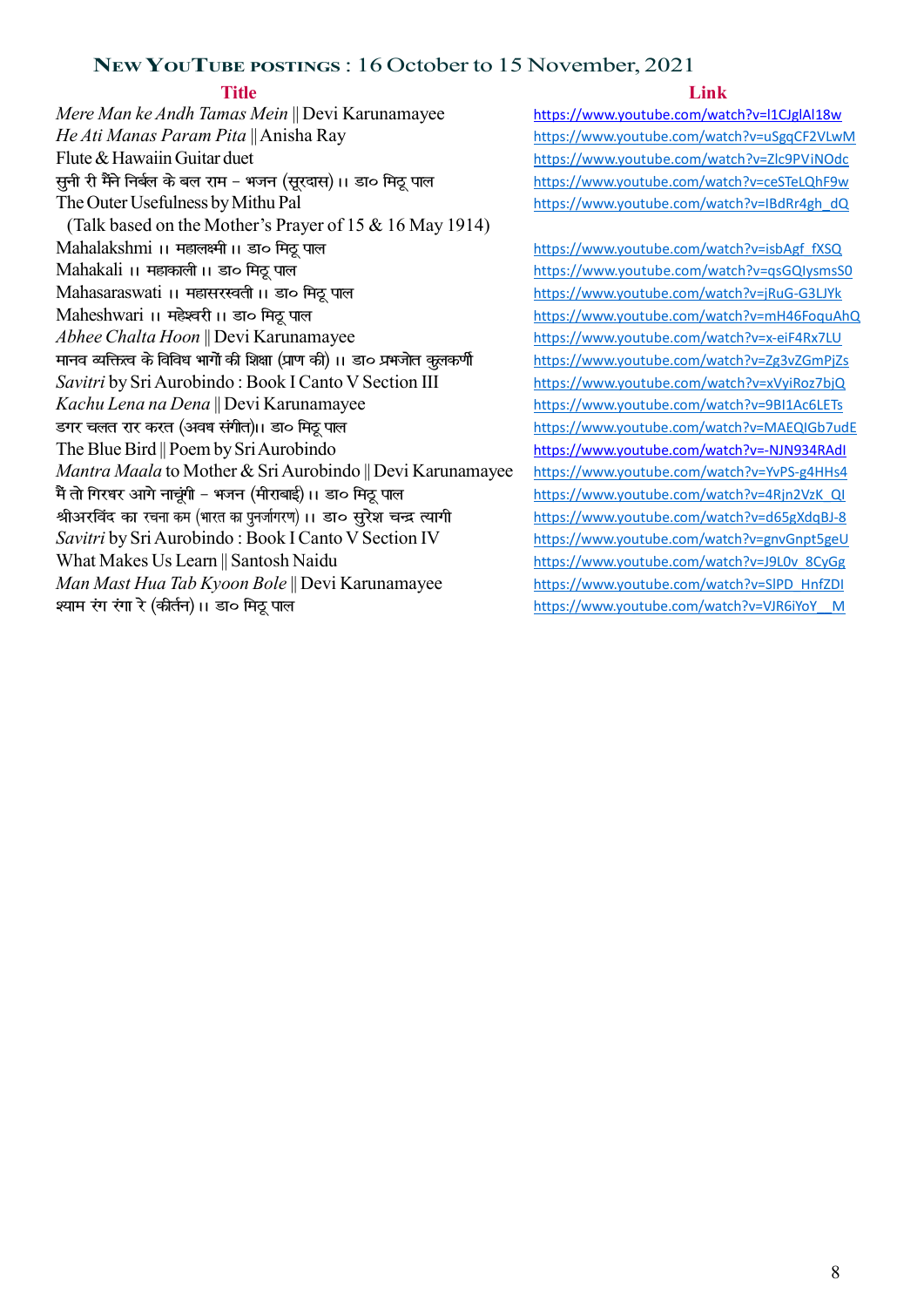## New YouTube postings : 16 October to 15 November, 2021

| Title | Link |
|---|---|
| *Mere Man ke Andh Tamas Mein* ‖ Devi Karunamayee | https://www.youtube.com/watch?v=l1CJglAl18w |
| *He Ati Manas Param Pita* ‖ Anisha Ray | https://www.youtube.com/watch?v=uSgqCF2VLwM |
| Flute & Hawaiin Guitar duet | https://www.youtube.com/watch?v=Zlc9PViNOdc |
| सुनी री मैंने निर्बल के बल राम – भजन (सूरदास) ।। डा० मिठू पाल | https://www.youtube.com/watch?v=ceSTeLQhF9w |
| The Outer Usefulness by Mithu Pal (Talk based on the Mother's Prayer of 15 & 16 May 1914) | https://www.youtube.com/watch?v=IBdRr4gh_dQ |
| Mahalakshmi ।। महालक्ष्मी ।। डा० मिठू पाल | https://www.youtube.com/watch?v=isbAgf_fXSQ |
| Mahakali ।। महाकाली ।। डा० मिठू पाल | https://www.youtube.com/watch?v=qsGQIysmsS0 |
| Mahasaraswati ।। महासरस्वती ।। डा० मिठू पाल | https://www.youtube.com/watch?v=jRuG-G3LJYk |
| Maheshwari ।। महेश्वरी ।। डा० मिठू पाल | https://www.youtube.com/watch?v=mH46FoquAhQ |
| *Abhee Chalta Hoon* ‖ Devi Karunamayee | https://www.youtube.com/watch?v=x-eiF4Rx7LU |
| मानव व्यक्तित्व के विविध भागों की शिक्षा (प्राण की) ।। डा० प्रभजोत कुलकर्णी | https://www.youtube.com/watch?v=Zg3vZGmPjZs |
| *Savitri* by Sri Aurobindo : Book I Canto V Section III | https://www.youtube.com/watch?v=xVyiRoz7bjQ |
| *Kachu Lena na Dena* ‖ Devi Karunamayee | https://www.youtube.com/watch?v=9BI1Ac6LETs |
| डगर चलत रार करत (अवध संगीत)।। डा० मिठू पाल | https://www.youtube.com/watch?v=MAEQIGb7udE |
| The Blue Bird ‖ Poem by Sri Aurobindo | https://www.youtube.com/watch?v=-NJN934RAdI |
| *Mantra Maala* to Mother & Sri Aurobindo ‖ Devi Karunamayee | https://www.youtube.com/watch?v=YvPS-g4HHs4 |
| मैं तो गिरधर आगे नाचूंगी – भजन (मीराबाई) ।। डा० मिठू पाल | https://www.youtube.com/watch?v=4Rjn2VzK_QI |
| श्रीअरविंद का रचना कम (भारत का पुनर्जागरण) ।। डा० सुरेश चन्द्र त्यागी | https://www.youtube.com/watch?v=d65gXdqBJ-8 |
| *Savitri* by Sri Aurobindo : Book I Canto V Section IV | https://www.youtube.com/watch?v=gnvGnpt5geU |
| What Makes Us Learn ‖ Santosh Naidu | https://www.youtube.com/watch?v=J9L0v_8CyGg |
| *Man Mast Hua Tab Kyoon Bole* ‖ Devi Karunamayee | https://www.youtube.com/watch?v=SlPD_HnfZDI |
| श्याम रंग रंगा रे (कीर्तन) ।। डा० मिठू पाल | https://www.youtube.com/watch?v=VJR6iYoY__M |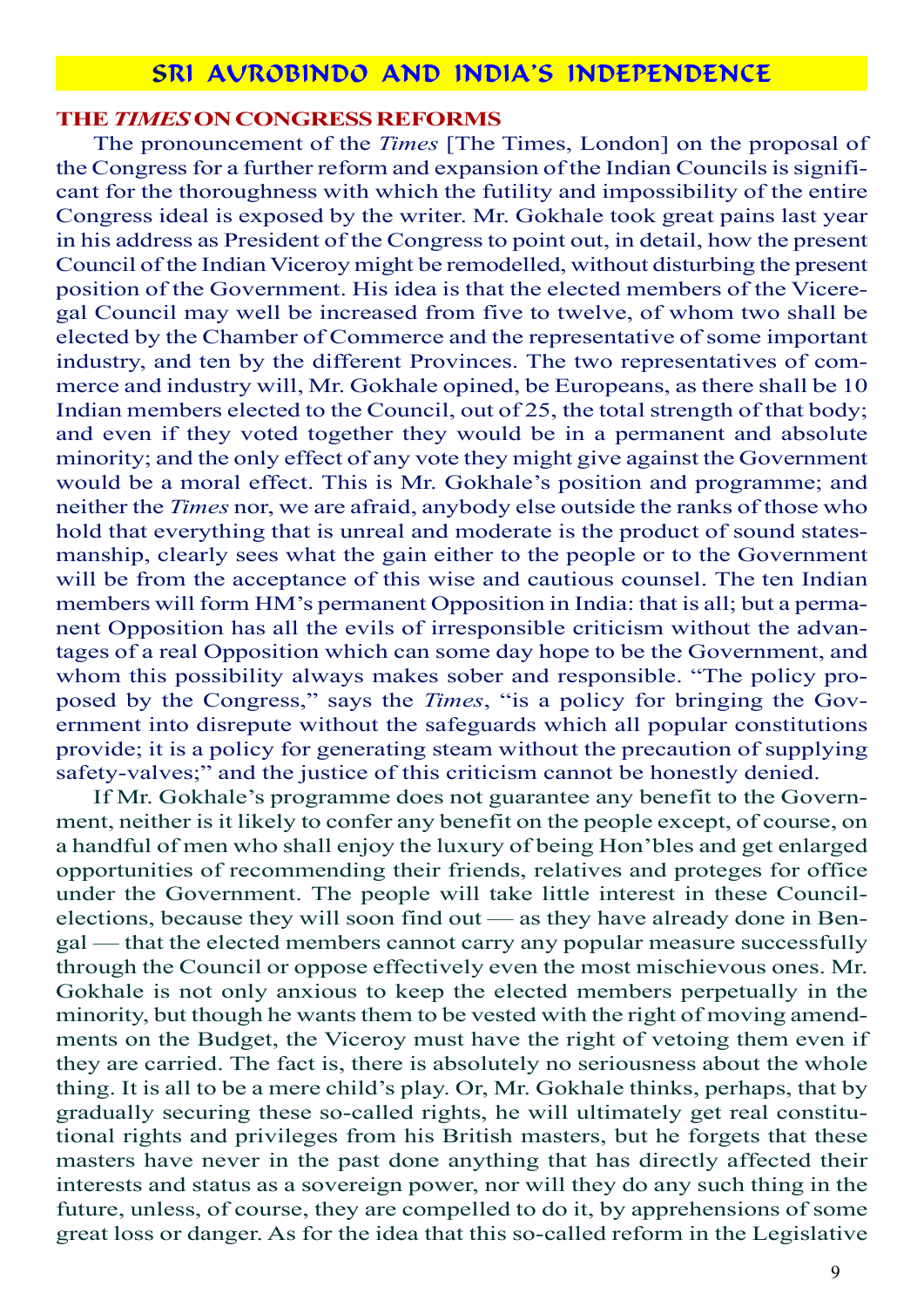# SRI AUROBINDO AND INDIA'S INDEPENDENCE

## THE *TIMES* ON CONGRESS REFORMS

The pronouncement of the *Times* [The Times, London] on the proposal of the Congress for a further reform and expansion of the Indian Councils is significant for the thoroughness with which the futility and impossibility of the entire Congress ideal is exposed by the writer. Mr. Gokhale took great pains last year in his address as President of the Congress to point out, in detail, how the present Council of the Indian Viceroy might be remodelled, without disturbing the present position of the Government. His idea is that the elected members of the Viceregal Council may well be increased from five to twelve, of whom two shall be elected by the Chamber of Commerce and the representative of some important industry, and ten by the different Provinces. The two representatives of commerce and industry will, Mr. Gokhale opined, be Europeans, as there shall be 10 Indian members elected to the Council, out of 25, the total strength of that body; and even if they voted together they would be in a permanent and absolute minority; and the only effect of any vote they might give against the Government would be a moral effect. This is Mr. Gokhale's position and programme; and neither the *Times* nor, we are afraid, anybody else outside the ranks of those who hold that everything that is unreal and moderate is the product of sound statesmanship, clearly sees what the gain either to the people or to the Government will be from the acceptance of this wise and cautious counsel. The ten Indian members will form HM's permanent Opposition in India: that is all; but a permanent Opposition has all the evils of irresponsible criticism without the advantages of a real Opposition which can some day hope to be the Government, and whom this possibility always makes sober and responsible. "The policy proposed by the Congress," says the *Times*, "is a policy for bringing the Government into disrepute without the safeguards which all popular constitutions provide; it is a policy for generating steam without the precaution of supplying safety-valves;" and the justice of this criticism cannot be honestly denied.

If Mr. Gokhale's programme does not guarantee any benefit to the Government, neither is it likely to confer any benefit on the people except, of course, on a handful of men who shall enjoy the luxury of being Hon'bles and get enlarged opportunities of recommending their friends, relatives and proteges for office under the Government. The people will take little interest in these Council-elections, because they will soon find out — as they have already done in Bengal — that the elected members cannot carry any popular measure successfully through the Council or oppose effectively even the most mischievous ones. Mr. Gokhale is not only anxious to keep the elected members perpetually in the minority, but though he wants them to be vested with the right of moving amendments on the Budget, the Viceroy must have the right of vetoing them even if they are carried. The fact is, there is absolutely no seriousness about the whole thing. It is all to be a mere child's play. Or, Mr. Gokhale thinks, perhaps, that by gradually securing these so-called rights, he will ultimately get real constitutional rights and privileges from his British masters, but he forgets that these masters have never in the past done anything that has directly affected their interests and status as a sovereign power, nor will they do any such thing in the future, unless, of course, they are compelled to do it, by apprehensions of some great loss or danger. As for the idea that this so-called reform in the Legislative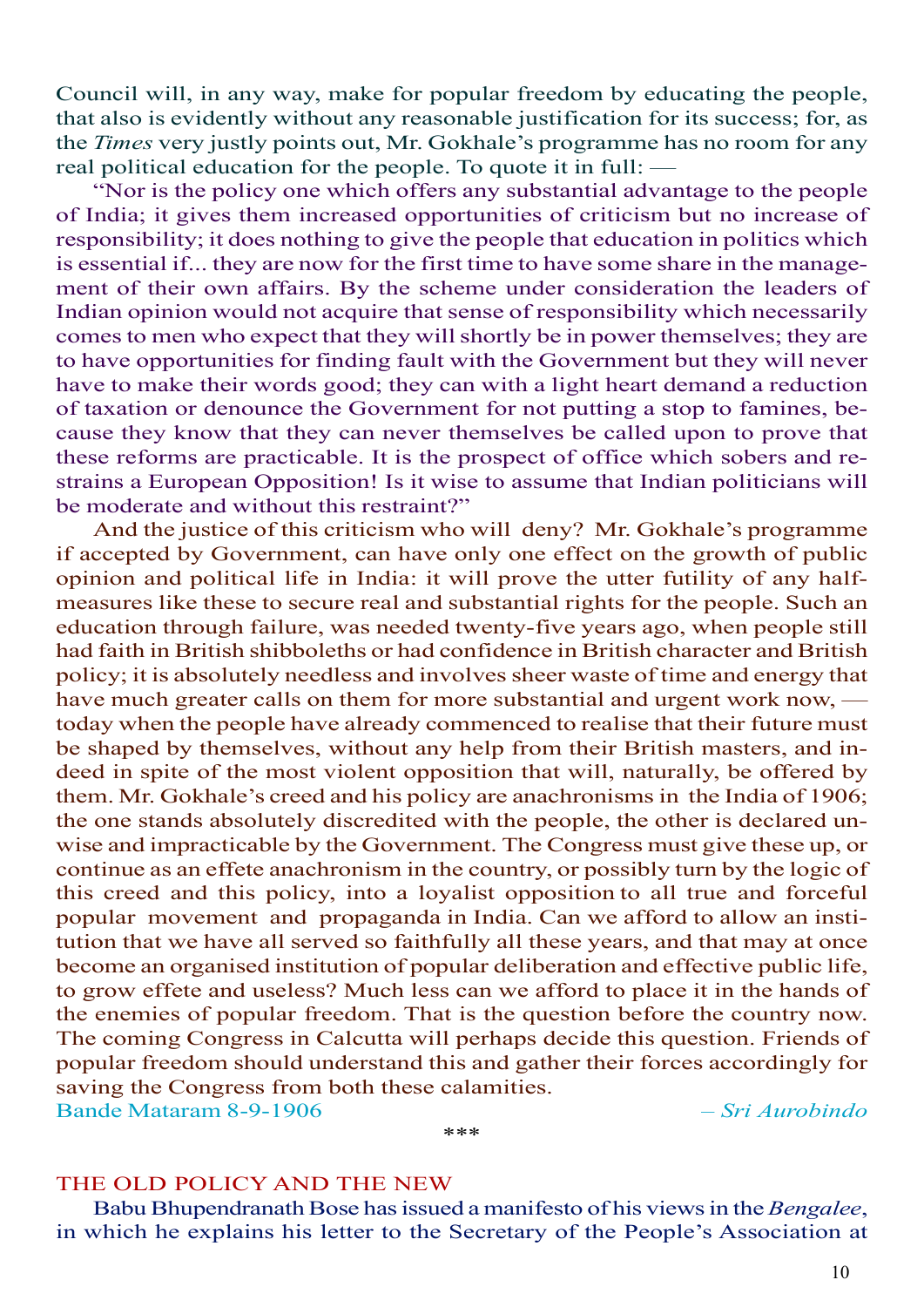Council will, in any way, make for popular freedom by educating the people, that also is evidently without any reasonable justification for its success; for, as the *Times* very justly points out, Mr. Gokhale's programme has no room for any real political education for the people. To quote it in full: —

"Nor is the policy one which offers any substantial advantage to the people of India; it gives them increased opportunities of criticism but no increase of responsibility; it does nothing to give the people that education in politics which is essential if... they are now for the first time to have some share in the management of their own affairs. By the scheme under consideration the leaders of Indian opinion would not acquire that sense of responsibility which necessarily comes to men who expect that they will shortly be in power themselves; they are to have opportunities for finding fault with the Government but they will never have to make their words good; they can with a light heart demand a reduction of taxation or denounce the Government for not putting a stop to famines, because they know that they can never themselves be called upon to prove that these reforms are practicable. It is the prospect of office which sobers and restrains a European Opposition! Is it wise to assume that Indian politicians will be moderate and without this restraint?"

And the justice of this criticism who will deny? Mr. Gokhale's programme if accepted by Government, can have only one effect on the growth of public opinion and political life in India: it will prove the utter futility of any half-measures like these to secure real and substantial rights for the people. Such an education through failure, was needed twenty-five years ago, when people still had faith in British shibboleths or had confidence in British character and British policy; it is absolutely needless and involves sheer waste of time and energy that have much greater calls on them for more substantial and urgent work now, — today when the people have already commenced to realise that their future must be shaped by themselves, without any help from their British masters, and indeed in spite of the most violent opposition that will, naturally, be offered by them. Mr. Gokhale's creed and his policy are anachronisms in the India of 1906; the one stands absolutely discredited with the people, the other is declared unwise and impracticable by the Government. The Congress must give these up, or continue as an effete anachronism in the country, or possibly turn by the logic of this creed and this policy, into a loyalist opposition to all true and forceful popular movement and propaganda in India. Can we afford to allow an institution that we have all served so faithfully all these years, and that may at once become an organised institution of popular deliberation and effective public life, to grow effete and useless? Much less can we afford to place it in the hands of the enemies of popular freedom. That is the question before the country now. The coming Congress in Calcutta will perhaps decide this question. Friends of popular freedom should understand this and gather their forces accordingly for saving the Congress from both these calamities.

Bande Mataram 8-9-1906 — *– Sri Aurobindo*

\*\*\*

## THE OLD POLICY AND THE NEW

Babu Bhupendranath Bose has issued a manifesto of his views in the *Bengalee*, in which he explains his letter to the Secretary of the People's Association at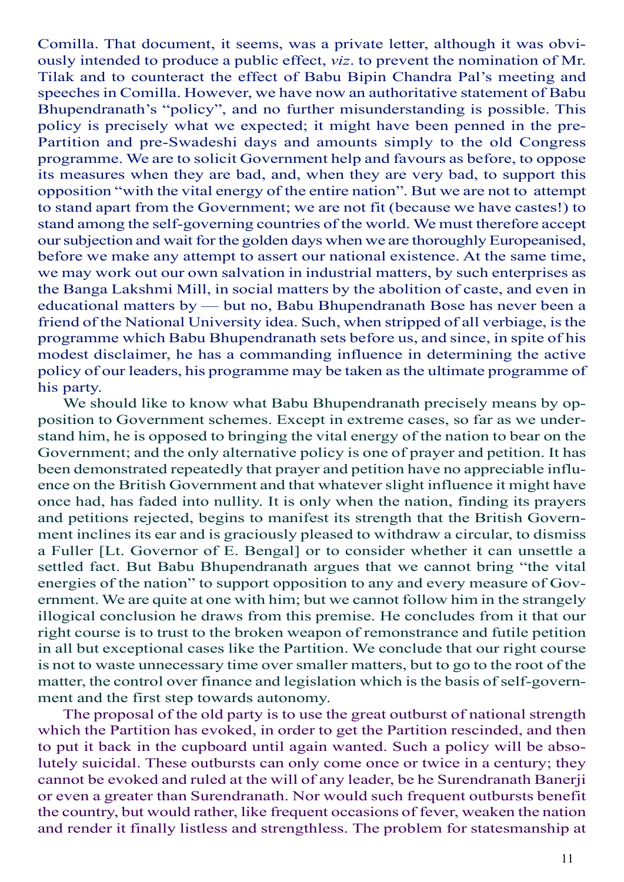Comilla. That document, it seems, was a private letter, although it was obviously intended to produce a public effect, *viz*. to prevent the nomination of Mr. Tilak and to counteract the effect of Babu Bipin Chandra Pal's meeting and speeches in Comilla. However, we have now an authoritative statement of Babu Bhupendranath's "policy", and no further misunderstanding is possible. This policy is precisely what we expected; it might have been penned in the pre-Partition and pre-Swadeshi days and amounts simply to the old Congress programme. We are to solicit Government help and favours as before, to oppose its measures when they are bad, and, when they are very bad, to support this opposition "with the vital energy of the entire nation". But we are not to attempt to stand apart from the Government; we are not fit (because we have castes!) to stand among the self-governing countries of the world. We must therefore accept our subjection and wait for the golden days when we are thoroughly Europeanised, before we make any attempt to assert our national existence. At the same time, we may work out our own salvation in industrial matters, by such enterprises as the Banga Lakshmi Mill, in social matters by the abolition of caste, and even in educational matters by — but no, Babu Bhupendranath Bose has never been a friend of the National University idea. Such, when stripped of all verbiage, is the programme which Babu Bhupendranath sets before us, and since, in spite of his modest disclaimer, he has a commanding influence in determining the active policy of our leaders, his programme may be taken as the ultimate programme of his party.

We should like to know what Babu Bhupendranath precisely means by opposition to Government schemes. Except in extreme cases, so far as we understand him, he is opposed to bringing the vital energy of the nation to bear on the Government; and the only alternative policy is one of prayer and petition. It has been demonstrated repeatedly that prayer and petition have no appreciable influence on the British Government and that whatever slight influence it might have once had, has faded into nullity. It is only when the nation, finding its prayers and petitions rejected, begins to manifest its strength that the British Government inclines its ear and is graciously pleased to withdraw a circular, to dismiss a Fuller [Lt. Governor of E. Bengal] or to consider whether it can unsettle a settled fact. But Babu Bhupendranath argues that we cannot bring "the vital energies of the nation" to support opposition to any and every measure of Government. We are quite at one with him; but we cannot follow him in the strangely illogical conclusion he draws from this premise. He concludes from it that our right course is to trust to the broken weapon of remonstrance and futile petition in all but exceptional cases like the Partition. We conclude that our right course is not to waste unnecessary time over smaller matters, but to go to the root of the matter, the control over finance and legislation which is the basis of self-government and the first step towards autonomy.

The proposal of the old party is to use the great outburst of national strength which the Partition has evoked, in order to get the Partition rescinded, and then to put it back in the cupboard until again wanted. Such a policy will be absolutely suicidal. These outbursts can only come once or twice in a century; they cannot be evoked and ruled at the will of any leader, be he Surendranath Banerji or even a greater than Surendranath. Nor would such frequent outbursts benefit the country, but would rather, like frequent occasions of fever, weaken the nation and render it finally listless and strengthless. The problem for statesmanship at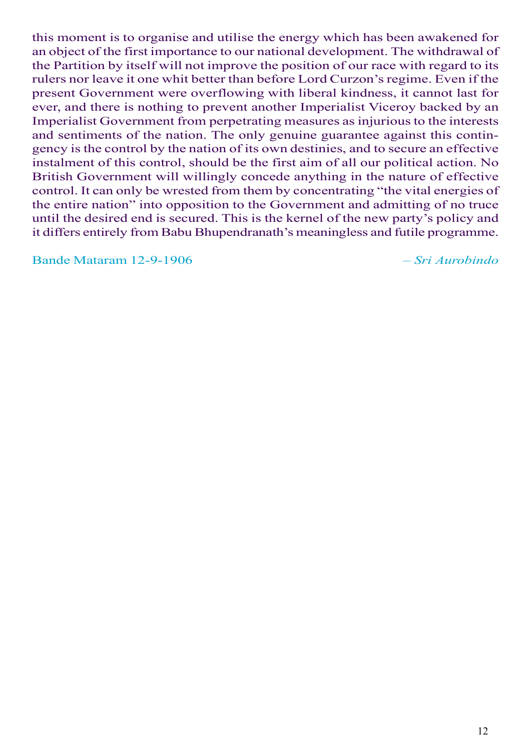this moment is to organise and utilise the energy which has been awakened for an object of the first importance to our national development. The withdrawal of the Partition by itself will not improve the position of our race with regard to its rulers nor leave it one whit better than before Lord Curzon's regime. Even if the present Government were overflowing with liberal kindness, it cannot last for ever, and there is nothing to prevent another Imperialist Viceroy backed by an Imperialist Government from perpetrating measures as injurious to the interests and sentiments of the nation. The only genuine guarantee against this contingency is the control by the nation of its own destinies, and to secure an effective instalment of this control, should be the first aim of all our political action. No British Government will willingly concede anything in the nature of effective control. It can only be wrested from them by concentrating "the vital energies of the entire nation" into opposition to the Government and admitting of no truce until the desired end is secured. This is the kernel of the new party's policy and it differs entirely from Babu Bhupendranath's meaningless and futile programme.

Bande Mataram 12-9-1906 – *Sri Aurobindo*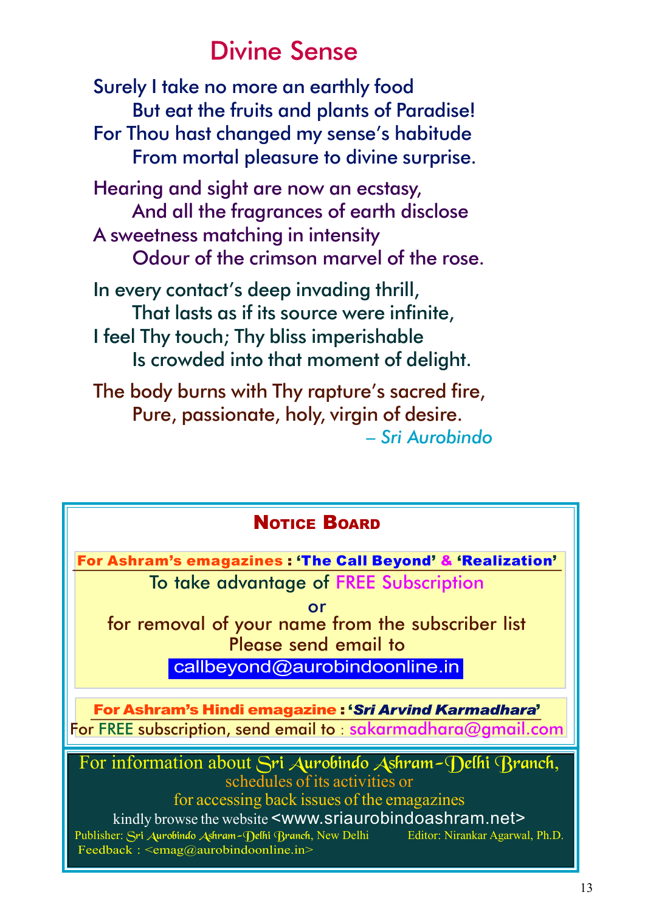# Divine Sense

Surely I take no more an earthly food
But eat the fruits and plants of Paradise!
For Thou hast changed my sense's habitude
From mortal pleasure to divine surprise.

Hearing and sight are now an ecstasy,
And all the fragrances of earth disclose
A sweetness matching in intensity
Odour of the crimson marvel of the rose.

In every contact's deep invading thrill,
That lasts as if its source were infinite,
I feel Thy touch; Thy bliss imperishable
Is crowded into that moment of delight.

The body burns with Thy rapture's sacred fire,
Pure, passionate, holy, virgin of desire.

*– Sri Aurobindo*

## Notice Board

**For Ashram's emagazines : 'The Call Beyond' & 'Realization'**

To take advantage of FREE Subscription
or
for removal of your name from the subscriber list
Please send email to
callbeyond@aurobindoonline.in

**For Ashram's Hindi emagazine : '*Sri Arvind Karmadhara*'**

For FREE subscription, send email to : sakarmadhara@gmail.com

For information about Sri Aurobindo Ashram-Delhi Branch,
schedules of its activities or
for accessing back issues of the emagazines
kindly browse the website <www.sriaurobindoashram.net>

Publisher: Sri Aurobindo Ashram-Delhi Branch, New Delhi
Editor: Nirankar Agarwal, Ph.D.
Feedback : <emag@aurobindoonline.in>